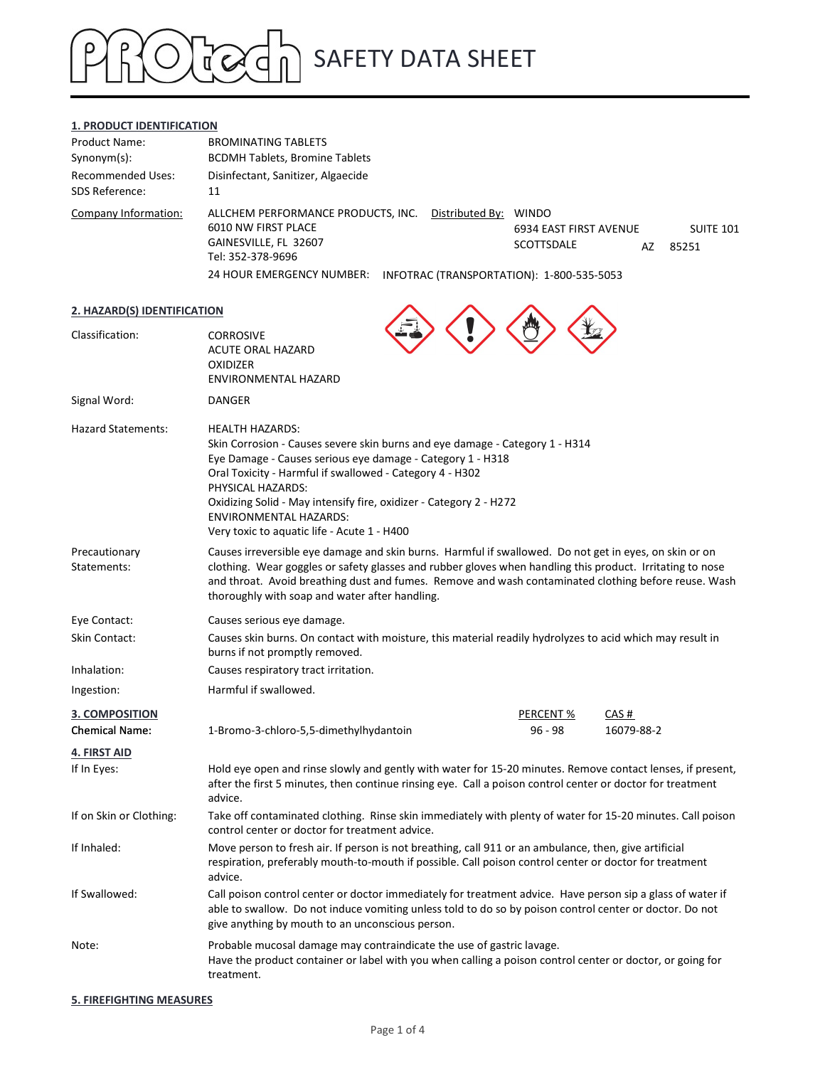# PROtech SAFETY DATA SHEET

## 1. PRODUCT IDENTIFICATION

| | |
|---|---|
| Product Name: | BROMINATING TABLETS |
| Synonym(s): | BCDMH Tablets, Bromine Tablets |
| Recommended Uses: | Disinfectant, Sanitizer, Algaecide |
| SDS Reference: | 11 |

Company Information:
ALLCHEM PERFORMANCE PRODUCTS, INC.
6010 NW FIRST PLACE
GAINESVILLE, FL 32607
Tel: 352-378-9696

Distributed By:
WINDO
6934 EAST FIRST AVENUE SUITE 101
SCOTTSDALE AZ 85251

24 HOUR EMERGENCY NUMBER: INFOTRAC (TRANSPORTATION): 1-800-535-5053

## 2. HAZARD(S) IDENTIFICATION

**Classification:**
CORROSIVE
ACUTE ORAL HAZARD
OXIDIZER
ENVIRONMENTAL HAZARD

**Signal Word:** DANGER

**Hazard Statements:**
HEALTH HAZARDS:
Skin Corrosion - Causes severe skin burns and eye damage - Category 1 - H314
Eye Damage - Causes serious eye damage - Category 1 - H318
Oral Toxicity - Harmful if swallowed - Category 4 - H302
PHYSICAL HAZARDS:
Oxidizing Solid - May intensify fire, oxidizer - Category 2 - H272
ENVIRONMENTAL HAZARDS:
Very toxic to aquatic life - Acute 1 - H400

**Precautionary Statements:** Causes irreversible eye damage and skin burns. Harmful if swallowed. Do not get in eyes, on skin or on clothing. Wear goggles or safety glasses and rubber gloves when handling this product. Irritating to nose and throat. Avoid breathing dust and fumes. Remove and wash contaminated clothing before reuse. Wash thoroughly with soap and water after handling.

**Eye Contact:** Causes serious eye damage.

**Skin Contact:** Causes skin burns. On contact with moisture, this material readily hydrolyzes to acid which may result in burns if not promptly removed.

**Inhalation:** Causes respiratory tract irritation.

**Ingestion:** Harmful if swallowed.

## 3. COMPOSITION

| Chemical Name: | | PERCENT % | CAS # |
|---|---|---|---|
| | 1-Bromo-3-chloro-5,5-dimethylhydantoin | 96 - 98 | 16079-88-2 |

## 4. FIRST AID

**If In Eyes:** Hold eye open and rinse slowly and gently with water for 15-20 minutes. Remove contact lenses, if present, after the first 5 minutes, then continue rinsing eye. Call a poison control center or doctor for treatment advice.

**If on Skin or Clothing:** Take off contaminated clothing. Rinse skin immediately with plenty of water for 15-20 minutes. Call poison control center or doctor for treatment advice.

**If Inhaled:** Move person to fresh air. If person is not breathing, call 911 or an ambulance, then, give artificial respiration, preferably mouth-to-mouth if possible. Call poison control center or doctor for treatment advice.

**If Swallowed:** Call poison control center or doctor immediately for treatment advice. Have person sip a glass of water if able to swallow. Do not induce vomiting unless told to do so by poison control center or doctor. Do not give anything by mouth to an unconscious person.

**Note:** Probable mucosal damage may contraindicate the use of gastric lavage.
Have the product container or label with you when calling a poison control center or doctor, or going for treatment.

## 5. FIREFIGHTING MEASURES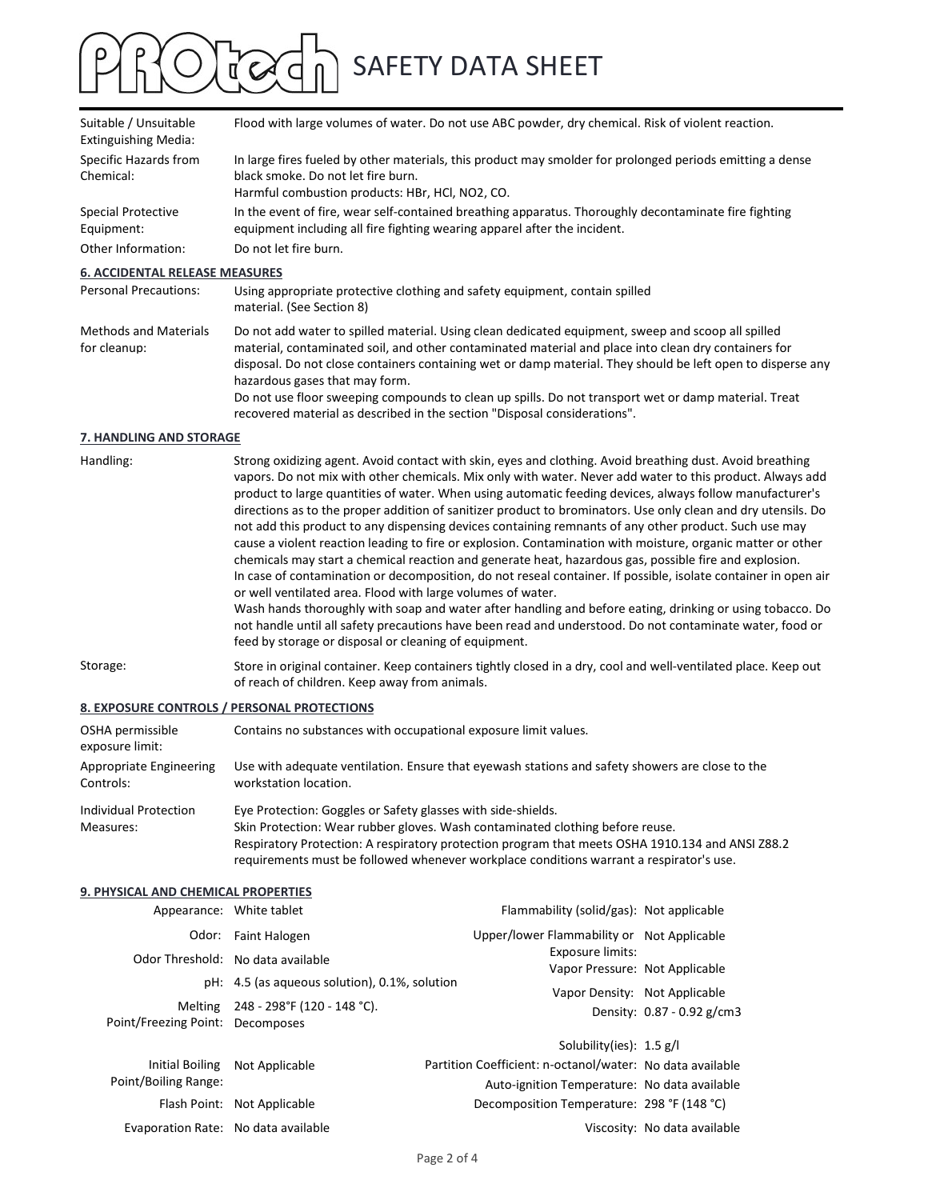| | |
|---|---|
| Suitable / Unsuitable Extinguishing Media: | Flood with large volumes of water. Do not use ABC powder, dry chemical. Risk of violent reaction. |
| Specific Hazards from Chemical: | In large fires fueled by other materials, this product may smolder for prolonged periods emitting a dense black smoke. Do not let fire burn. Harmful combustion products: HBr, HCl, NO2, CO. |
| Special Protective Equipment: | In the event of fire, wear self-contained breathing apparatus. Thoroughly decontaminate fire fighting equipment including all fire fighting wearing apparel after the incident. |
| Other Information: | Do not let fire burn. |

## 6. ACCIDENTAL RELEASE MEASURES

| | |
|---|---|
| Personal Precautions: | Using appropriate protective clothing and safety equipment, contain spilled material. (See Section 8) |
| Methods and Materials for cleanup: | Do not add water to spilled material. Using clean dedicated equipment, sweep and scoop all spilled material, contaminated soil, and other contaminated material and place into clean dry containers for disposal. Do not close containers containing wet or damp material. They should be left open to disperse any hazardous gases that may form. Do not use floor sweeping compounds to clean up spills. Do not transport wet or damp material. Treat recovered material as described in the section "Disposal considerations". |

## 7. HANDLING AND STORAGE

| | |
|---|---|
| Handling: | Strong oxidizing agent. Avoid contact with skin, eyes and clothing. Avoid breathing dust. Avoid breathing vapors. Do not mix with other chemicals. Mix only with water. Never add water to this product. Always add product to large quantities of water. When using automatic feeding devices, always follow manufacturer's directions as to the proper addition of sanitizer product to brominators. Use only clean and dry utensils. Do not add this product to any dispensing devices containing remnants of any other product. Such use may cause a violent reaction leading to fire or explosion. Contamination with moisture, organic matter or other chemicals may start a chemical reaction and generate heat, hazardous gas, possible fire and explosion. In case of contamination or decomposition, do not reseal container. If possible, isolate container in open air or well ventilated area. Flood with large volumes of water. Wash hands thoroughly with soap and water after handling and before eating, drinking or using tobacco. Do not handle until all safety precautions have been read and understood. Do not contaminate water, food or feed by storage or disposal or cleaning of equipment. |
| Storage: | Store in original container. Keep containers tightly closed in a dry, cool and well-ventilated place. Keep out of reach of children. Keep away from animals. |

## 8. EXPOSURE CONTROLS / PERSONAL PROTECTIONS

| | |
|---|---|
| OSHA permissible exposure limit: | Contains no substances with occupational exposure limit values. |
| Appropriate Engineering Controls: | Use with adequate ventilation. Ensure that eyewash stations and safety showers are close to the workstation location. |
| Individual Protection Measures: | Eye Protection: Goggles or Safety glasses with side-shields. Skin Protection: Wear rubber gloves. Wash contaminated clothing before reuse. Respiratory Protection: A respiratory protection program that meets OSHA 1910.134 and ANSI Z88.2 requirements must be followed whenever workplace conditions warrant a respirator's use. |

## 9. PHYSICAL AND CHEMICAL PROPERTIES

| Property | Value | Property | Value |
|---|---|---|---|
| Appearance: | White tablet | Flammability (solid/gas): | Not applicable |
| Odor: | Faint Halogen | Upper/lower Flammability or Exposure limits: | Not Applicable |
| Odor Threshold: | No data available | Vapor Pressure: | Not Applicable |
| pH: | 4.5 (as aqueous solution), 0.1%, solution | Vapor Density: | Not Applicable |
| Melting Point/Freezing Point: | 248 - 298°F (120 - 148 °C). Decomposes | Density: | 0.87 - 0.92 g/cm3 |
| | | Solubility(ies): | 1.5 g/l |
| Initial Boiling Point/Boiling Range: | Not Applicable | Partition Coefficient: n-octanol/water: | No data available |
| | | Auto-ignition Temperature: | No data available |
| Flash Point: | Not Applicable | Decomposition Temperature: | 298 °F (148 °C) |
| Evaporation Rate: | No data available | Viscosity: | No data available |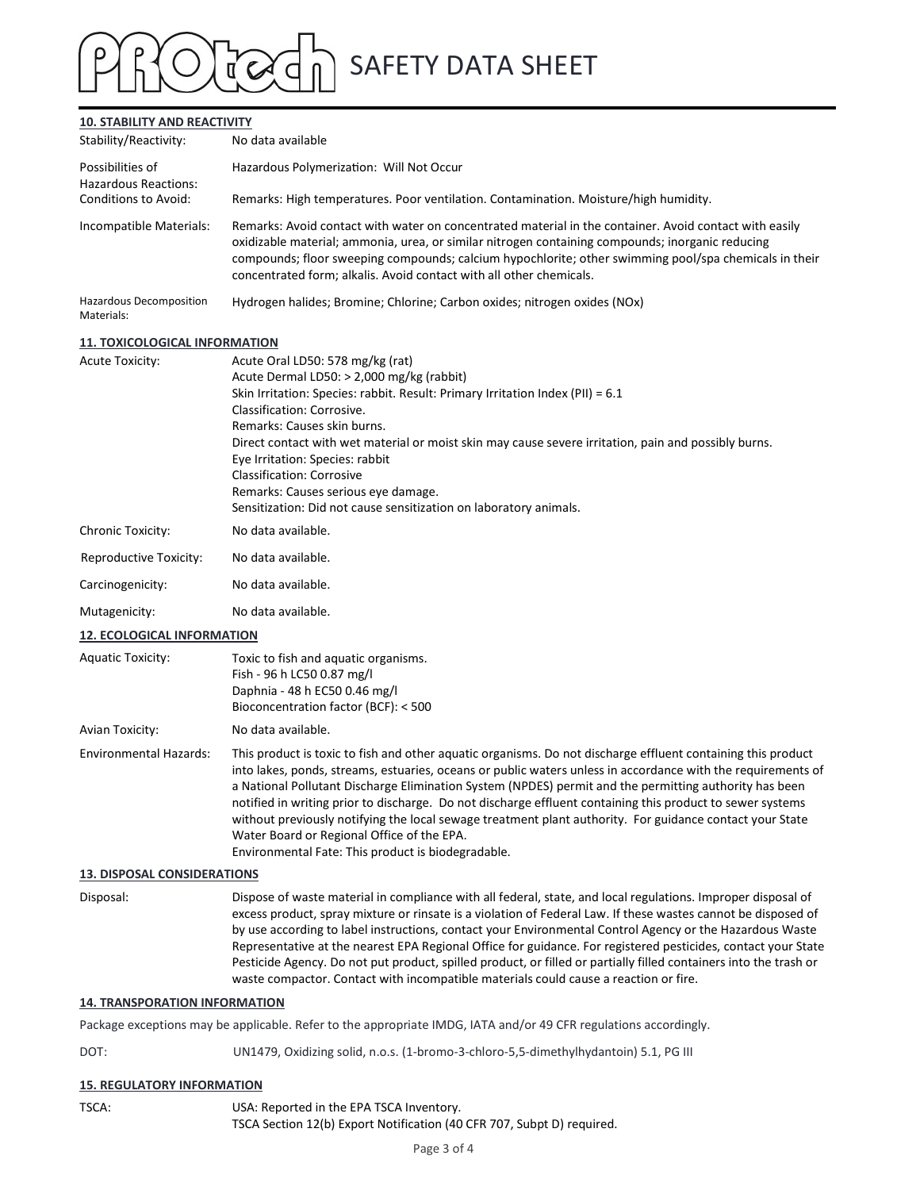## 10. STABILITY AND REACTIVITY

| | |
|---|---|
| Stability/Reactivity: | No data available |
| Possibilities of Hazardous Reactions: | Hazardous Polymerization: Will Not Occur |
| Conditions to Avoid: | Remarks: High temperatures. Poor ventilation. Contamination. Moisture/high humidity. |
| Incompatible Materials: | Remarks: Avoid contact with water on concentrated material in the container. Avoid contact with easily oxidizable material; ammonia, urea, or similar nitrogen containing compounds; inorganic reducing compounds; floor sweeping compounds; calcium hypochlorite; other swimming pool/spa chemicals in their concentrated form; alkalis. Avoid contact with all other chemicals. |
| Hazardous Decomposition Materials: | Hydrogen halides; Bromine; Chlorine; Carbon oxides; nitrogen oxides (NOx) |

## 11. TOXICOLOGICAL INFORMATION

| | |
|---|---|
| Acute Toxicity: | Acute Oral LD50: 578 mg/kg (rat)<br>Acute Dermal LD50: > 2,000 mg/kg (rabbit)<br>Skin Irritation: Species: rabbit. Result: Primary Irritation Index (PII) = 6.1<br>Classification: Corrosive.<br>Remarks: Causes skin burns.<br>Direct contact with wet material or moist skin may cause severe irritation, pain and possibly burns.<br>Eye Irritation: Species: rabbit<br>Classification: Corrosive<br>Remarks: Causes serious eye damage.<br>Sensitization: Did not cause sensitization on laboratory animals. |
| Chronic Toxicity: | No data available. |
| Reproductive Toxicity: | No data available. |
| Carcinogenicity: | No data available. |
| Mutagenicity: | No data available. |

## 12. ECOLOGICAL INFORMATION

| | |
|---|---|
| Aquatic Toxicity: | Toxic to fish and aquatic organisms.<br>Fish - 96 h LC50 0.87 mg/l<br>Daphnia - 48 h EC50 0.46 mg/l<br>Bioconcentration factor (BCF): < 500 |
| Avian Toxicity: | No data available. |
| Environmental Hazards: | This product is toxic to fish and other aquatic organisms. Do not discharge effluent containing this product into lakes, ponds, streams, estuaries, oceans or public waters unless in accordance with the requirements of a National Pollutant Discharge Elimination System (NPDES) permit and the permitting authority has been notified in writing prior to discharge. Do not discharge effluent containing this product to sewer systems without previously notifying the local sewage treatment plant authority. For guidance contact your State Water Board or Regional Office of the EPA.<br>Environmental Fate: This product is biodegradable. |

## 13. DISPOSAL CONSIDERATIONS

| | |
|---|---|
| Disposal: | Dispose of waste material in compliance with all federal, state, and local regulations. Improper disposal of excess product, spray mixture or rinsate is a violation of Federal Law. If these wastes cannot be disposed of by use according to label instructions, contact your Environmental Control Agency or the Hazardous Waste Representative at the nearest EPA Regional Office for guidance. For registered pesticides, contact your State Pesticide Agency. Do not put product, spilled product, or filled or partially filled containers into the trash or waste compactor. Contact with incompatible materials could cause a reaction or fire. |

## 14. TRANSPORATION INFORMATION

Package exceptions may be applicable. Refer to the appropriate IMDG, IATA and/or 49 CFR regulations accordingly.

| | |
|---|---|
| DOT: | UN1479, Oxidizing solid, n.o.s. (1-bromo-3-chloro-5,5-dimethylhydantoin) 5.1, PG III |

## 15. REGULATORY INFORMATION

| | |
|---|---|
| TSCA: | USA: Reported in the EPA TSCA Inventory.<br>TSCA Section 12(b) Export Notification (40 CFR 707, Subpt D) required. |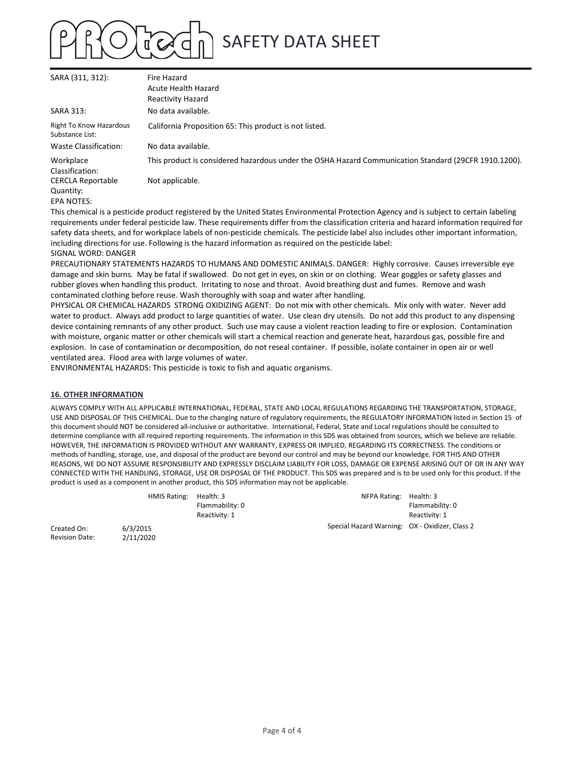| | |
|---|---|
| SARA (311, 312): | Fire Hazard<br>Acute Health Hazard<br>Reactivity Hazard |
| SARA 313: | No data available. |
| Right To Know Hazardous Substance List: | California Proposition 65: This product is not listed. |
| Waste Classification: | No data available. |
| Workplace Classification: | This product is considered hazardous under the OSHA Hazard Communication Standard (29CFR 1910.1200). |
| CERCLA Reportable Quantity: | Not applicable. |

EPA NOTES:

This chemical is a pesticide product registered by the United States Environmental Protection Agency and is subject to certain labeling requirements under federal pesticide law. These requirements differ from the classification criteria and hazard information required for safety data sheets, and for workplace labels of non-pesticide chemicals. The pesticide label also includes other important information, including directions for use. Following is the hazard information as required on the pesticide label:

SIGNAL WORD: DANGER

PRECAUTIONARY STATEMENTS HAZARDS TO HUMANS AND DOMESTIC ANIMALS. DANGER: Highly corrosive. Causes irreversible eye damage and skin burns. May be fatal if swallowed. Do not get in eyes, on skin or on clothing. Wear goggles or safety glasses and rubber gloves when handling this product. Irritating to nose and throat. Avoid breathing dust and fumes. Remove and wash contaminated clothing before reuse. Wash thoroughly with soap and water after handling.

PHYSICAL OR CHEMICAL HAZARDS STRONG OXIDIZING AGENT: Do not mix with other chemicals. Mix only with water. Never add water to product. Always add product to large quantities of water. Use clean dry utensils. Do not add this product to any dispensing device containing remnants of any other product. Such use may cause a violent reaction leading to fire or explosion. Contamination with moisture, organic matter or other chemicals will start a chemical reaction and generate heat, hazardous gas, possible fire and explosion. In case of contamination or decomposition, do not reseal container. If possible, isolate container in open air or well ventilated area. Flood area with large volumes of water.

ENVIRONMENTAL HAZARDS: This pesticide is toxic to fish and aquatic organisms.

## 16. OTHER INFORMATION

ALWAYS COMPLY WITH ALL APPLICABLE INTERNATIONAL, FEDERAL, STATE AND LOCAL REGULATIONS REGARDING THE TRANSPORTATION, STORAGE, USE AND DISPOSAL OF THIS CHEMICAL. Due to the changing nature of regulatory requirements, the REGULATORY INFORMATION listed in Section 15 of this document should NOT be considered all-inclusive or authoritative. International, Federal, State and Local regulations should be consulted to determine compliance with all required reporting requirements. The information in this SDS was obtained from sources, which we believe are reliable. HOWEVER, THE INFORMATION IS PROVIDED WITHOUT ANY WARRANTY, EXPRESS OR IMPLIED, REGARDING ITS CORRECTNESS. The conditions or methods of handling, storage, use, and disposal of the product are beyond our control and may be beyond our knowledge. FOR THIS AND OTHER REASONS, WE DO NOT ASSUME RESPONSIBILITY AND EXPRESSLY DISCLAIM LIABILITY FOR LOSS, DAMAGE OR EXPENSE ARISING OUT OF OR IN ANY WAY CONNECTED WITH THE HANDLING, STORAGE, USE OR DISPOSAL OF THE PRODUCT. This SDS was prepared and is to be used only for this product. If the product is used as a component in another product, this SDS information may not be applicable.

HMIS Rating: Health: 3
Flammability: 0
Reactivity: 1

NFPA Rating: Health: 3
Flammability: 0
Reactivity: 1

Special Hazard Warning: OX - Oxidizer, Class 2

Created On: 6/3/2015
Revision Date: 2/11/2020